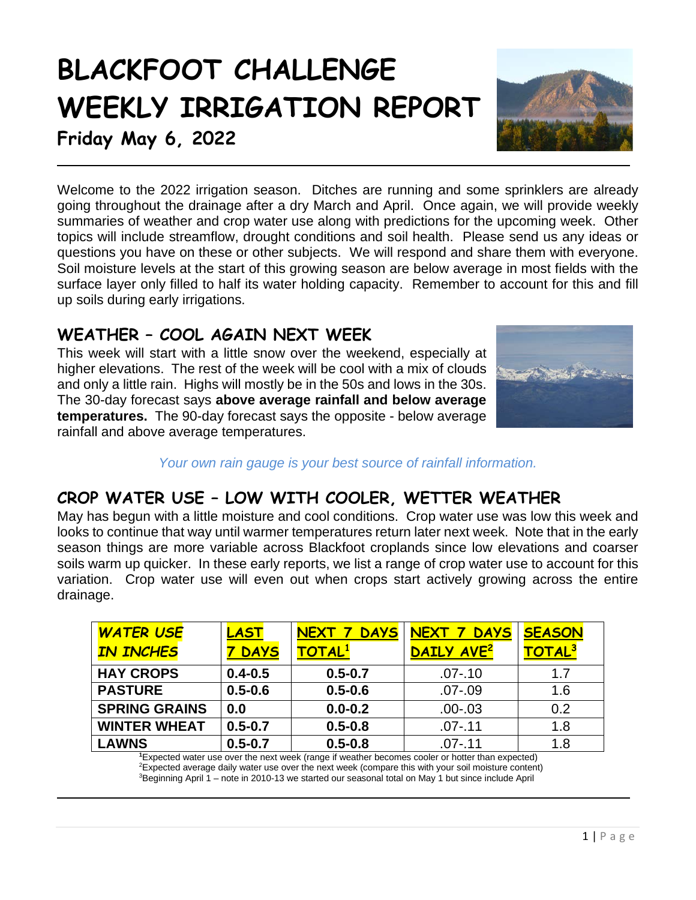# BLACKFOOT CHALLENGE WEEKLY IRRIGATION REPORT

**Friday May 6, 2022**

Welcome to the 2022 irrigation season. Ditches are running and some sprinklers are already going throughout the drainage after a dry March and April. Once again, we will provide weekly summaries of weather and crop water use along with predictions for the upcoming week. Other topics will include streamflow, drought conditions and soil health. Please send us any ideas or questions you have on these or other subjects. We will respond and share them with everyone. Soil moisture levels at the start of this growing season are below average in most fields with the surface layer only filled to half its water holding capacity. Remember to account for this and fill up soils during early irrigations.

## WEATHER – COOL AGAIN NEXT WEEK

This week will start with a little snow over the weekend, especially at higher elevations. The rest of the week will be cool with a mix of clouds and only a little rain. Highs will mostly be in the 50s and lows in the 30s. The 30-day forecast says **above average rainfall and below average temperatures.** The 90-day forecast says the opposite - below average rainfall and above average temperatures.

*Your own rain gauge is your best source of rainfall information.*

## CROP WATER USE – LOW WITH COOLER, WETTER WEATHER

May has begun with a little moisture and cool conditions. Crop water use was low this week and looks to continue that way until warmer temperatures return later next week. Note that in the early season things are more variable across Blackfoot croplands since low elevations and coarser soils warm up quicker. In these early reports, we list a range of crop water use to account for this variation. Crop water use will even out when crops start actively growing across the entire drainage.

| WATER USE IN INCHES | LAST 7 DAYS | NEXT 7 DAYS TOTAL[1] | NEXT 7 DAYS DAILY AVE[2] | SEASON TOTAL[3] |
|---|---|---|---|---|
| **HAY CROPS** | **0.4-0.5** | **0.5-0.7** | .07-.10 | 1.7 |
| **PASTURE** | **0.5-0.6** | **0.5-0.6** | .07-.09 | 1.6 |
| **SPRING GRAINS** | **0.0** | **0.0-0.2** | .00-.03 | 0.2 |
| **WINTER WHEAT** | **0.5-0.7** | **0.5-0.8** | .07-.11 | 1.8 |
| **LAWNS** | **0.5-0.7** | **0.5-0.8** | .07-.11 | 1.8 |

[1]Expected water use over the next week (range if weather becomes cooler or hotter than expected)
[2]Expected average daily water use over the next week (compare this with your soil moisture content)
[3]Beginning April 1 – note in 2010-13 we started our seasonal total on May 1 but since include April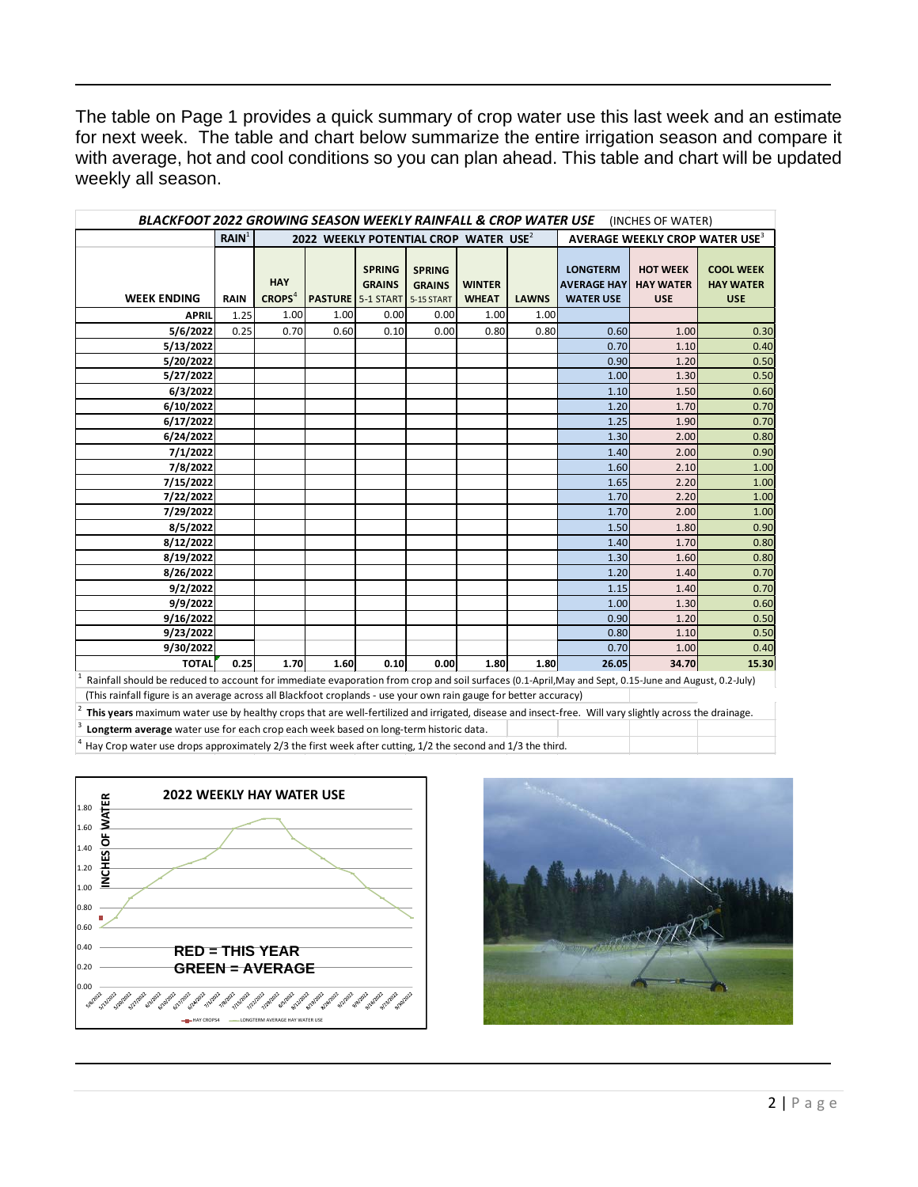The table on Page 1 provides a quick summary of crop water use this last week and an estimate for next week. The table and chart below summarize the entire irrigation season and compare it with average, hot and cool conditions so you can plan ahead. This table and chart will be updated weekly all season.

**BLACKFOOT 2022 GROWING SEASON WEEKLY RAINFALL & CROP WATER USE** (INCHES OF WATER)

| | RAIN[1] | 2022 WEEKLY POTENTIAL CROP WATER USE[2] | | | | | | AVERAGE WEEKLY CROP WATER USE[3] | | |
|---|---|---|---|---|---|---|---|---|---|---|
| WEEK ENDING | RAIN | HAY CROPS[4] | PASTURE | SPRING GRAINS 5-1 START | SPRING GRAINS 5-15 START | WINTER WHEAT | LAWNS | LONGTERM AVERAGE HAY WATER USE | HOT WEEK HAY WATER USE | COOL WEEK HAY WATER USE |
| APRIL | 1.25 | 1.00 | 1.00 | 0.00 | 0.00 | 1.00 | 1.00 | | | |
| 5/6/2022 | 0.25 | 0.70 | 0.60 | 0.10 | 0.00 | 0.80 | 0.80 | 0.60 | 1.00 | 0.30 |
| 5/13/2022 | | | | | | | | 0.70 | 1.10 | 0.40 |
| 5/20/2022 | | | | | | | | 0.90 | 1.20 | 0.50 |
| 5/27/2022 | | | | | | | | 1.00 | 1.30 | 0.50 |
| 6/3/2022 | | | | | | | | 1.10 | 1.50 | 0.60 |
| 6/10/2022 | | | | | | | | 1.20 | 1.70 | 0.70 |
| 6/17/2022 | | | | | | | | 1.25 | 1.90 | 0.70 |
| 6/24/2022 | | | | | | | | 1.30 | 2.00 | 0.80 |
| 7/1/2022 | | | | | | | | 1.40 | 2.00 | 0.90 |
| 7/8/2022 | | | | | | | | 1.60 | 2.10 | 1.00 |
| 7/15/2022 | | | | | | | | 1.65 | 2.20 | 1.00 |
| 7/22/2022 | | | | | | | | 1.70 | 2.20 | 1.00 |
| 7/29/2022 | | | | | | | | 1.70 | 2.00 | 1.00 |
| 8/5/2022 | | | | | | | | 1.50 | 1.80 | 0.90 |
| 8/12/2022 | | | | | | | | 1.40 | 1.70 | 0.80 |
| 8/19/2022 | | | | | | | | 1.30 | 1.60 | 0.80 |
| 8/26/2022 | | | | | | | | 1.20 | 1.40 | 0.70 |
| 9/2/2022 | | | | | | | | 1.15 | 1.40 | 0.70 |
| 9/9/2022 | | | | | | | | 1.00 | 1.30 | 0.60 |
| 9/16/2022 | | | | | | | | 0.90 | 1.20 | 0.50 |
| 9/23/2022 | | | | | | | | 0.80 | 1.10 | 0.50 |
| 9/30/2022 | | | | | | | | 0.70 | 1.00 | 0.40 |
| TOTAL | 0.25 | 1.70 | 1.60 | 0.10 | 0.00 | 1.80 | 1.80 | 26.05 | 34.70 | 15.30 |

[1] Rainfall should be reduced to account for immediate evaporation from crop and soil surfaces (0.1-April,May and Sept, 0.15-June and August, 0.2-July)
(This rainfall figure is an average across all Blackfoot croplands - use your own rain gauge for better accuracy)

[2] **This years** maximum water use by healthy crops that are well-fertilized and irrigated, disease and insect-free. Will vary slightly across the drainage.

[3] **Longterm average** water use for each crop each week based on long-term historic data.

[4] Hay Crop water use drops approximately 2/3 the first week after cutting, 1/2 the second and 1/3 the third.

**2022 WEEKLY HAY WATER USE**

RED = THIS YEAR
GREEN = AVERAGE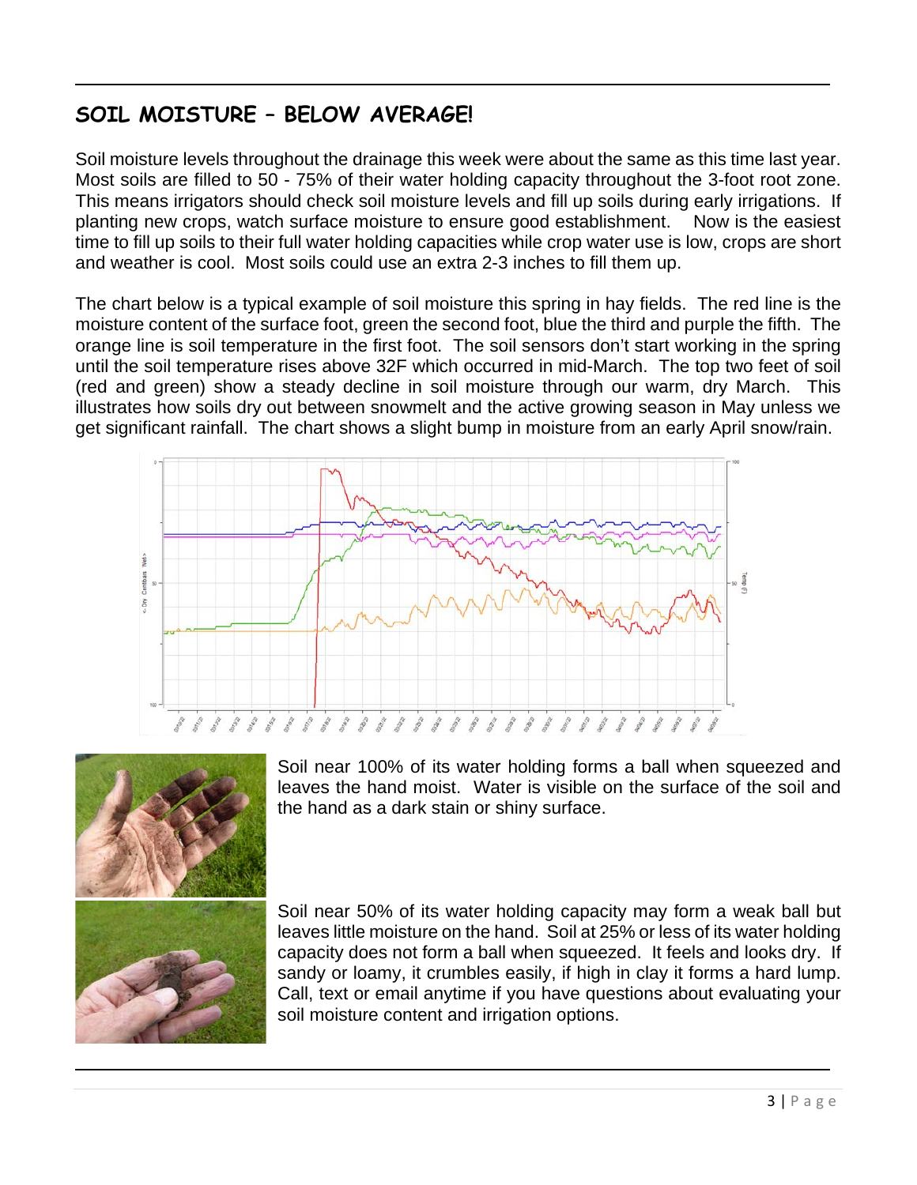## SOIL MOISTURE – BELOW AVERAGE!

Soil moisture levels throughout the drainage this week were about the same as this time last year. Most soils are filled to 50 - 75% of their water holding capacity throughout the 3-foot root zone. This means irrigators should check soil moisture levels and fill up soils during early irrigations. If planting new crops, watch surface moisture to ensure good establishment. Now is the easiest time to fill up soils to their full water holding capacities while crop water use is low, crops are short and weather is cool. Most soils could use an extra 2-3 inches to fill them up.

The chart below is a typical example of soil moisture this spring in hay fields. The red line is the moisture content of the surface foot, green the second foot, blue the third and purple the fifth. The orange line is soil temperature in the first foot. The soil sensors don't start working in the spring until the soil temperature rises above 32F which occurred in mid-March. The top two feet of soil (red and green) show a steady decline in soil moisture through our warm, dry March. This illustrates how soils dry out between snowmelt and the active growing season in May unless we get significant rainfall. The chart shows a slight bump in moisture from an early April snow/rain.

Soil near 100% of its water holding forms a ball when squeezed and leaves the hand moist. Water is visible on the surface of the soil and the hand as a dark stain or shiny surface.

Soil near 50% of its water holding capacity may form a weak ball but leaves little moisture on the hand. Soil at 25% or less of its water holding capacity does not form a ball when squeezed. It feels and looks dry. If sandy or loamy, it crumbles easily, if high in clay it forms a hard lump. Call, text or email anytime if you have questions about evaluating your soil moisture content and irrigation options.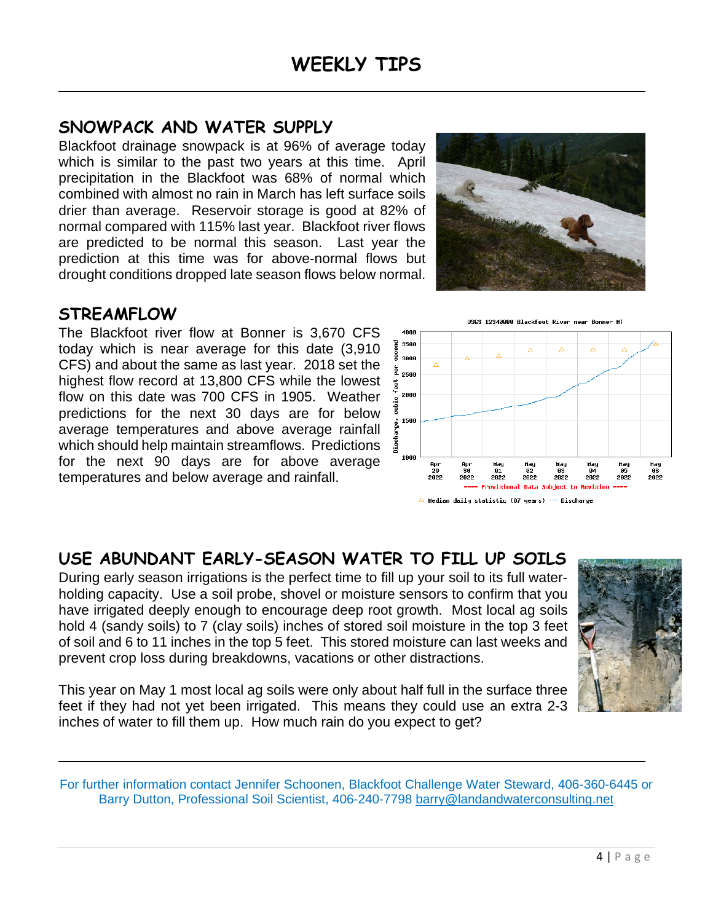# WEEKLY TIPS

## SNOWPACK AND WATER SUPPLY

Blackfoot drainage snowpack is at 96% of average today which is similar to the past two years at this time. April precipitation in the Blackfoot was 68% of normal which combined with almost no rain in March has left surface soils drier than average. Reservoir storage is good at 82% of normal compared with 115% last year. Blackfoot river flows are predicted to be normal this season. Last year the prediction at this time was for above-normal flows but drought conditions dropped late season flows below normal.

## STREAMFLOW

The Blackfoot river flow at Bonner is 3,670 CFS today which is near average for this date (3,910 CFS) and about the same as last year. 2018 set the highest flow record at 13,800 CFS while the lowest flow on this date was 700 CFS in 1905. Weather predictions for the next 30 days are for below average temperatures and above average rainfall which should help maintain streamflows. Predictions for the next 90 days are for above average temperatures and below average and rainfall.

## USE ABUNDANT EARLY-SEASON WATER TO FILL UP SOILS

During early season irrigations is the perfect time to fill up your soil to its full water-holding capacity. Use a soil probe, shovel or moisture sensors to confirm that you have irrigated deeply enough to encourage deep root growth. Most local ag soils hold 4 (sandy soils) to 7 (clay soils) inches of stored soil moisture in the top 3 feet of soil and 6 to 11 inches in the top 5 feet. This stored moisture can last weeks and prevent crop loss during breakdowns, vacations or other distractions.

This year on May 1 most local ag soils were only about half full in the surface three feet if they had not yet been irrigated. This means they could use an extra 2-3 inches of water to fill them up. How much rain do you expect to get?

For further information contact Jennifer Schoonen, Blackfoot Challenge Water Steward, 406-360-6445 or Barry Dutton, Professional Soil Scientist, 406-240-7798 barry@landandwaterconsulting.net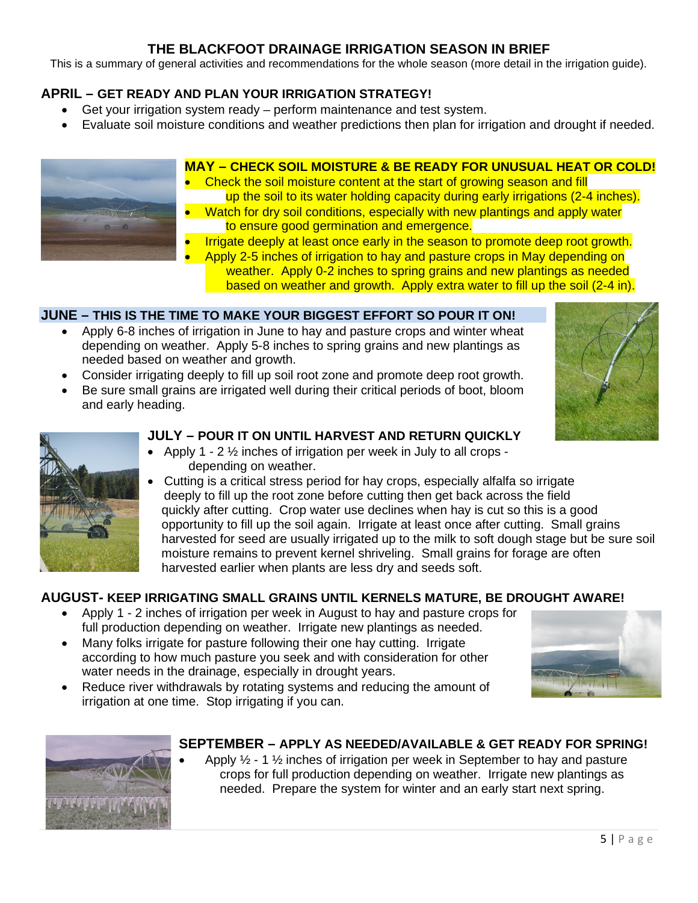# THE BLACKFOOT DRAINAGE IRRIGATION SEASON IN BRIEF

This is a summary of general activities and recommendations for the whole season (more detail in the irrigation guide).

## APRIL – GET READY AND PLAN YOUR IRRIGATION STRATEGY!

- Get your irrigation system ready – perform maintenance and test system.
- Evaluate soil moisture conditions and weather predictions then plan for irrigation and drought if needed.

## MAY – CHECK SOIL MOISTURE & BE READY FOR UNUSUAL HEAT OR COLD!

- Check the soil moisture content at the start of growing season and fill up the soil to its water holding capacity during early irrigations (2-4 inches).
- Watch for dry soil conditions, especially with new plantings and apply water to ensure good germination and emergence.
- Irrigate deeply at least once early in the season to promote deep root growth.
- Apply 2-5 inches of irrigation to hay and pasture crops in May depending on weather. Apply 0-2 inches to spring grains and new plantings as needed based on weather and growth. Apply extra water to fill up the soil (2-4 in).

## JUNE – THIS IS THE TIME TO MAKE YOUR BIGGEST EFFORT SO POUR IT ON!

- Apply 6-8 inches of irrigation in June to hay and pasture crops and winter wheat depending on weather. Apply 5-8 inches to spring grains and new plantings as needed based on weather and growth.
- Consider irrigating deeply to fill up soil root zone and promote deep root growth.
- Be sure small grains are irrigated well during their critical periods of boot, bloom and early heading.

## JULY – POUR IT ON UNTIL HARVEST AND RETURN QUICKLY

- Apply 1 - 2 ½ inches of irrigation per week in July to all crops - depending on weather.
- Cutting is a critical stress period for hay crops, especially alfalfa so irrigate deeply to fill up the root zone before cutting then get back across the field quickly after cutting. Crop water use declines when hay is cut so this is a good opportunity to fill up the soil again. Irrigate at least once after cutting. Small grains harvested for seed are usually irrigated up to the milk to soft dough stage but be sure soil moisture remains to prevent kernel shriveling. Small grains for forage are often harvested earlier when plants are less dry and seeds soft.

## AUGUST- KEEP IRRIGATING SMALL GRAINS UNTIL KERNELS MATURE, BE DROUGHT AWARE!

- Apply 1 - 2 inches of irrigation per week in August to hay and pasture crops for full production depending on weather. Irrigate new plantings as needed.
- Many folks irrigate for pasture following their one hay cutting. Irrigate according to how much pasture you seek and with consideration for other water needs in the drainage, especially in drought years.
- Reduce river withdrawals by rotating systems and reducing the amount of irrigation at one time. Stop irrigating if you can.

## SEPTEMBER – APPLY AS NEEDED/AVAILABLE & GET READY FOR SPRING!

- Apply ½ - 1 ½ inches of irrigation per week in September to hay and pasture crops for full production depending on weather. Irrigate new plantings as needed. Prepare the system for winter and an early start next spring.